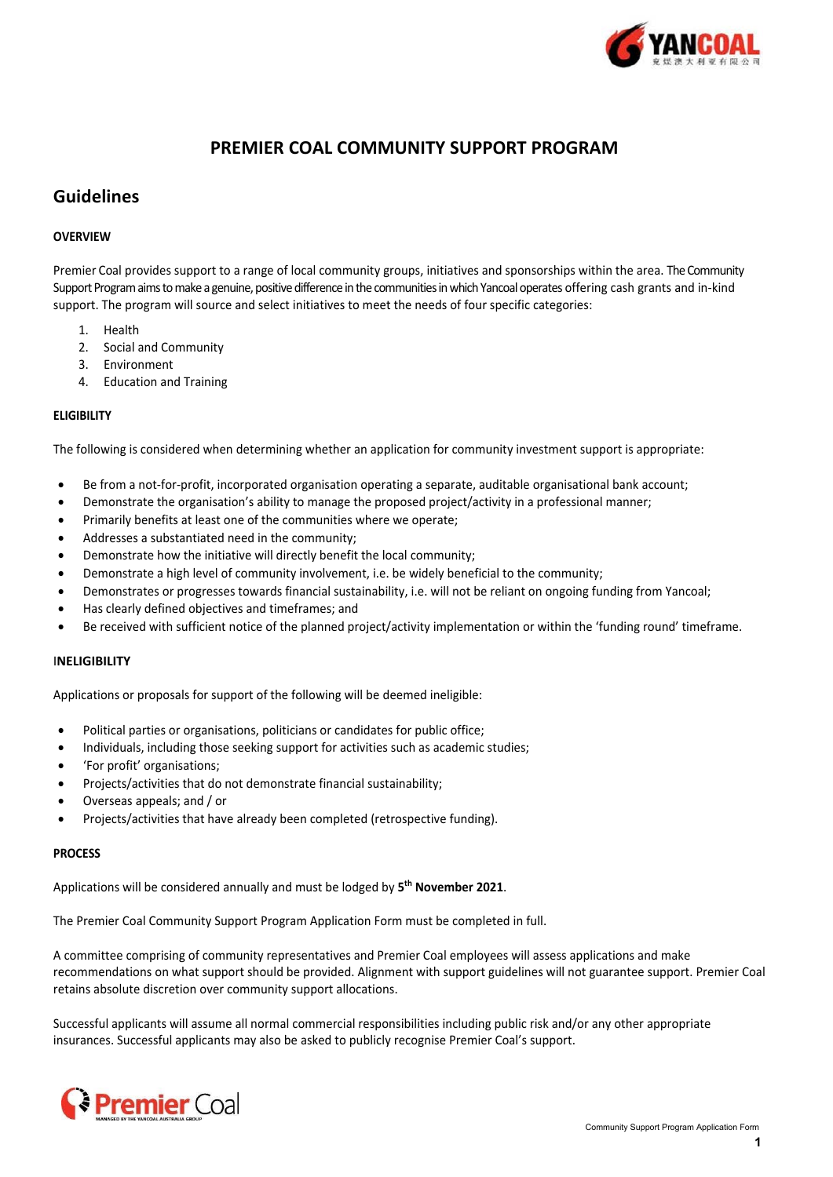# PREMIER COAL COMMUNITY SUPPORT PROGRAM

## Guidelines

**OVERVIEW**

Premier Coal provides support to a range of local community groups, initiatives and sponsorships within the area. The Community Support Program aims to make a genuine, positive difference in the communities in which Yancoal operates offering cash grants and in-kind support. The program will source and select initiatives to meet the needs of four specific categories:

1. Health
2. Social and Community
3. Environment
4. Education and Training

**ELIGIBILITY**

The following is considered when determining whether an application for community investment support is appropriate:

- Be from a not-for-profit, incorporated organisation operating a separate, auditable organisational bank account;
- Demonstrate the organisation's ability to manage the proposed project/activity in a professional manner;
- Primarily benefits at least one of the communities where we operate;
- Addresses a substantiated need in the community;
- Demonstrate how the initiative will directly benefit the local community;
- Demonstrate a high level of community involvement, i.e. be widely beneficial to the community;
- Demonstrates or progresses towards financial sustainability, i.e. will not be reliant on ongoing funding from Yancoal;
- Has clearly defined objectives and timeframes; and
- Be received with sufficient notice of the planned project/activity implementation or within the 'funding round' timeframe.

**INELIGIBILITY**

Applications or proposals for support of the following will be deemed ineligible:

- Political parties or organisations, politicians or candidates for public office;
- Individuals, including those seeking support for activities such as academic studies;
- 'For profit' organisations;
- Projects/activities that do not demonstrate financial sustainability;
- Overseas appeals; and / or
- Projects/activities that have already been completed (retrospective funding).

**PROCESS**

Applications will be considered annually and must be lodged by **5th November 2021**.

The Premier Coal Community Support Program Application Form must be completed in full.

A committee comprising of community representatives and Premier Coal employees will assess applications and make recommendations on what support should be provided. Alignment with support guidelines will not guarantee support. Premier Coal retains absolute discretion over community support allocations.

Successful applicants will assume all normal commercial responsibilities including public risk and/or any other appropriate insurances. Successful applicants may also be asked to publicly recognise Premier Coal's support.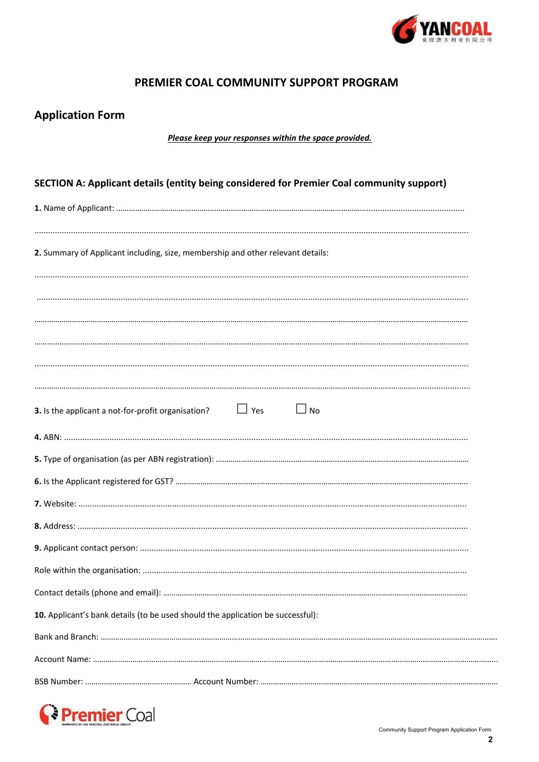# PREMIER COAL COMMUNITY SUPPORT PROGRAM

## Application Form

***Please keep your responses within the space provided.***

## SECTION A: Applicant details (entity being considered for Premier Coal community support)

**1.** Name of Applicant: ……………………………………………………………………………………………………………………

……………………………………………………………………………………………………………………………………………

**2.** Summary of Applicant including, size, membership and other relevant details:

……………………………………………………………………………………………………………………………………………

……………………………………………………………………………………………………………………………………………

……………………………………………………………………………………………………………………………………………

……………………………………………………………………………………………………………………………………………

……………………………………………………………………………………………………………………………………………

……………………………………………………………………………………………………………………………………………

**3.** Is the applicant a not-for-profit organisation? ☐ Yes ☐ No

**4.** ABN: ……………………………………………………………………………………………………………………………

**5.** Type of organisation (as per ABN registration): ………………………………………………………………………

**6.** Is the Applicant registered for GST? ………………………………………………………………………………………

**7.** Website: …………………………………………………………………………………………………………………………

**8.** Address: …………………………………………………………………………………………………………………………

**9.** Applicant contact person: ……………………………………………………………………………………………………

Role within the organisation: ……………………………………………………………………………………………………

Contact details (phone and email): ………………………………………………………………………………………………

**10.** Applicant's bank details (to be used should the application be successful):

Bank and Branch: …………………………………………………………………………………………………………………

Account Name: ……………………………………………………………………………………………………………………

BSB Number: …………………………… Account Number: ……………………………………………………………………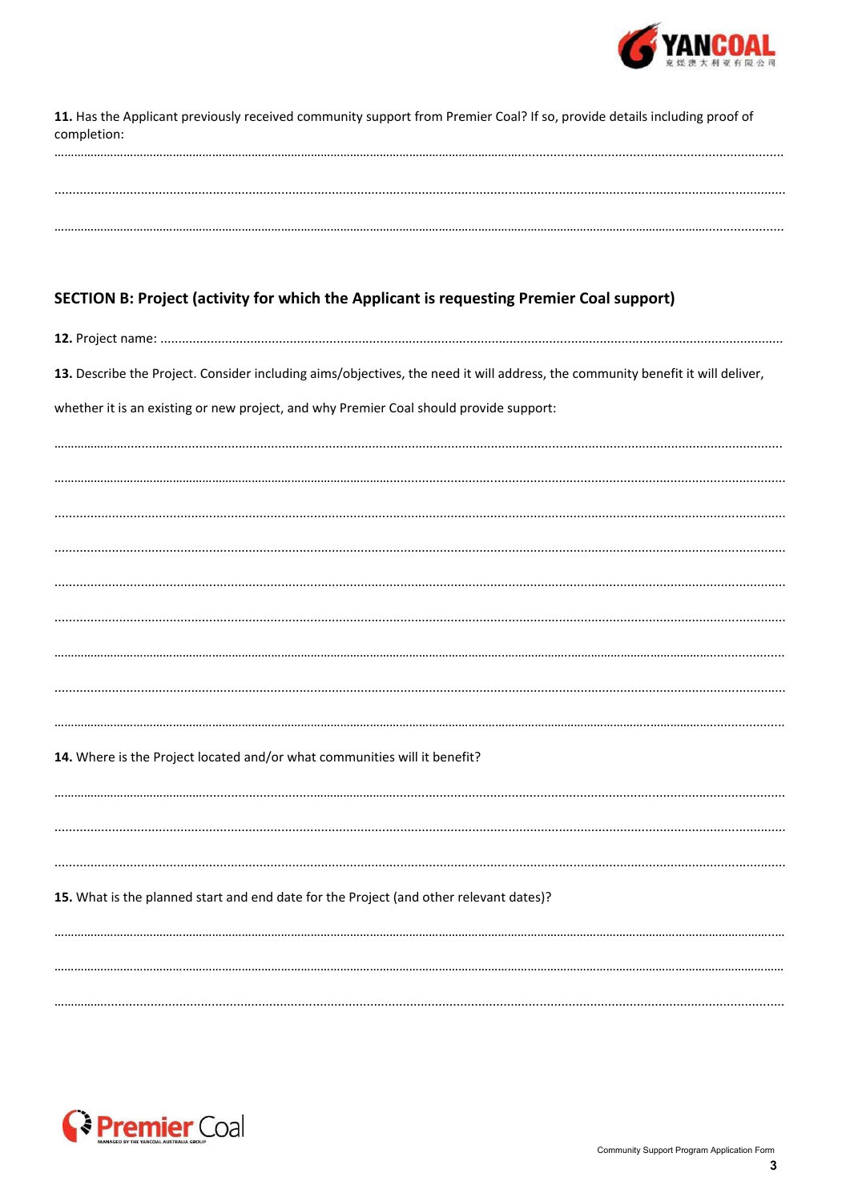**11.** Has the Applicant previously received community support from Premier Coal? If so, provide details including proof of completion:

.....................................................................................................................................................................................

.....................................................................................................................................................................................

.....................................................................................................................................................................................

## SECTION B: Project (activity for which the Applicant is requesting Premier Coal support)

**12.** Project name: ...........................................................................................................................................................

**13.** Describe the Project. Consider including aims/objectives, the need it will address, the community benefit it will deliver, whether it is an existing or new project, and why Premier Coal should provide support:

.....................................................................................................................................................................................

.....................................................................................................................................................................................

.....................................................................................................................................................................................

.....................................................................................................................................................................................

.....................................................................................................................................................................................

.....................................................................................................................................................................................

.....................................................................................................................................................................................

.....................................................................................................................................................................................

.....................................................................................................................................................................................

**14.** Where is the Project located and/or what communities will it benefit?

.....................................................................................................................................................................................

.....................................................................................................................................................................................

.....................................................................................................................................................................................

**15.** What is the planned start and end date for the Project (and other relevant dates)?

.....................................................................................................................................................................................

.....................................................................................................................................................................................

.....................................................................................................................................................................................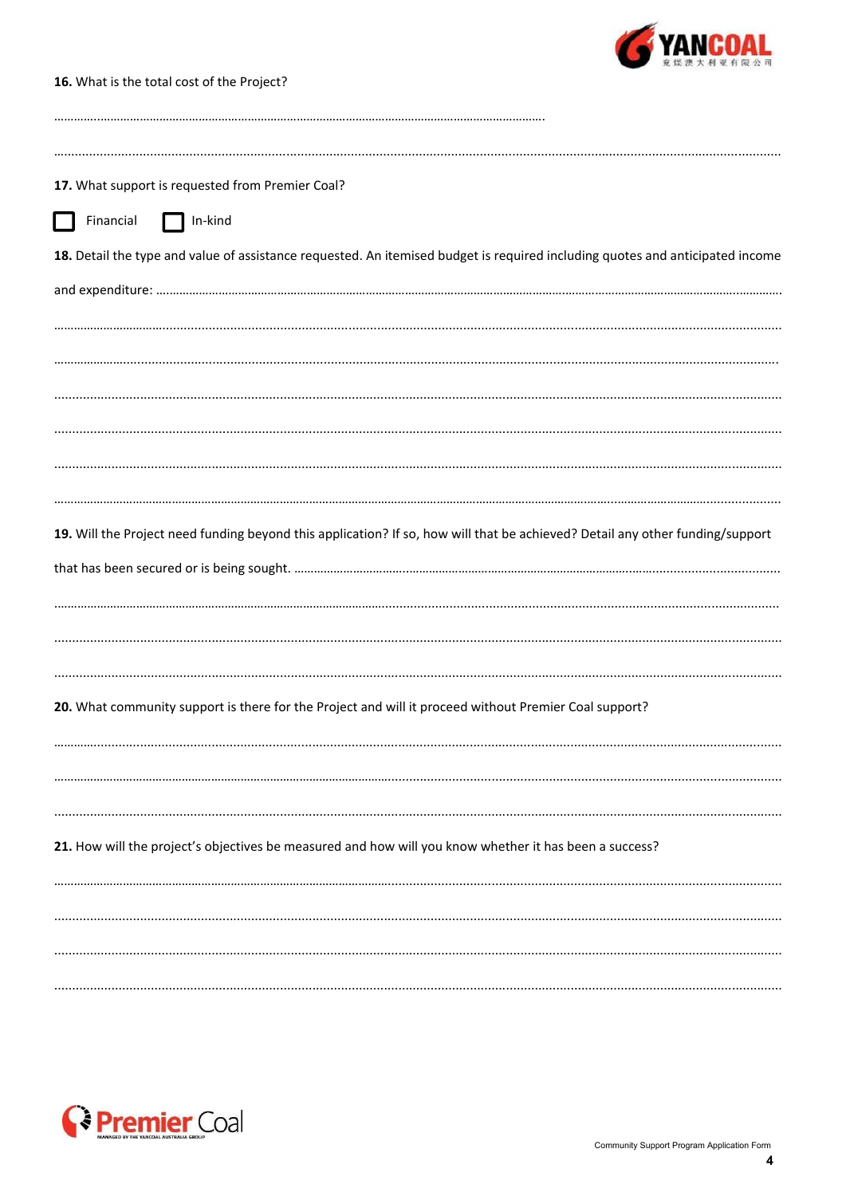**16.** What is the total cost of the Project?

…………………………………………………………………………………………………………………………………

…………………………………………………………………………………………………………………………………

**17.** What support is requested from Premier Coal?

☐ Financial ☐ In-kind

**18.** Detail the type and value of assistance requested. An itemised budget is required including quotes and anticipated income and expenditure: …………………………………………………………………………………………

…………………………………………………………………………………………………………………………………

…………………………………………………………………………………………………………………………………

…………………………………………………………………………………………………………………………………

…………………………………………………………………………………………………………………………………

…………………………………………………………………………………………………………………………………

…………………………………………………………………………………………………………………………………

**19.** Will the Project need funding beyond this application? If so, how will that be achieved? Detail any other funding/support that has been secured or is being sought. ……………………………………………………………………

…………………………………………………………………………………………………………………………………

…………………………………………………………………………………………………………………………………

…………………………………………………………………………………………………………………………………

**20.** What community support is there for the Project and will it proceed without Premier Coal support?

…………………………………………………………………………………………………………………………………

…………………………………………………………………………………………………………………………………

…………………………………………………………………………………………………………………………………

**21.** How will the project's objectives be measured and how will you know whether it has been a success?

…………………………………………………………………………………………………………………………………

…………………………………………………………………………………………………………………………………

…………………………………………………………………………………………………………………………………

…………………………………………………………………………………………………………………………………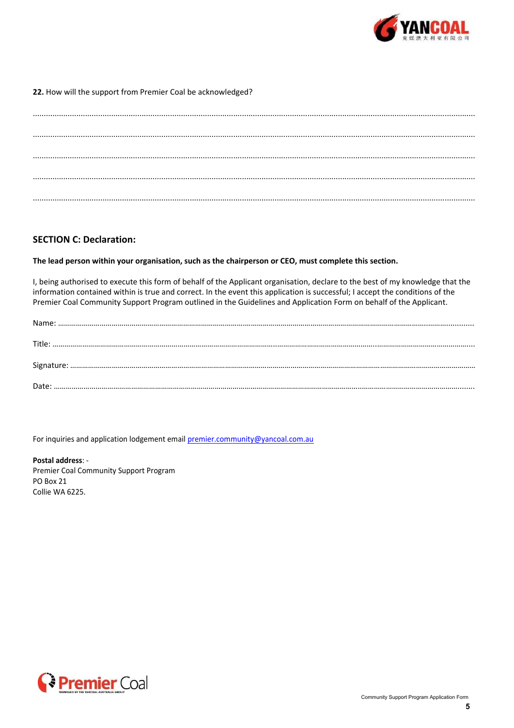**22.** How will the support from Premier Coal be acknowledged?

.................................................................................................................................................................................

.................................................................................................................................................................................

.................................................................................................................................................................................

.................................................................................................................................................................................

.................................................................................................................................................................................

## SECTION C: Declaration:

**The lead person within your organisation, such as the chairperson or CEO, must complete this section.**

I, being authorised to execute this form of behalf of the Applicant organisation, declare to the best of my knowledge that the information contained within is true and correct. In the event this application is successful; I accept the conditions of the Premier Coal Community Support Program outlined in the Guidelines and Application Form on behalf of the Applicant.

Name: .........................................................................................................................................................................

Title: ..........................................................................................................................................................................

Signature: ....................................................................................................................................................................

Date: ..........................................................................................................................................................................

For inquiries and application lodgement email premier.community@yancoal.com.au

**Postal address**: -
Premier Coal Community Support Program
PO Box 21
Collie WA 6225.